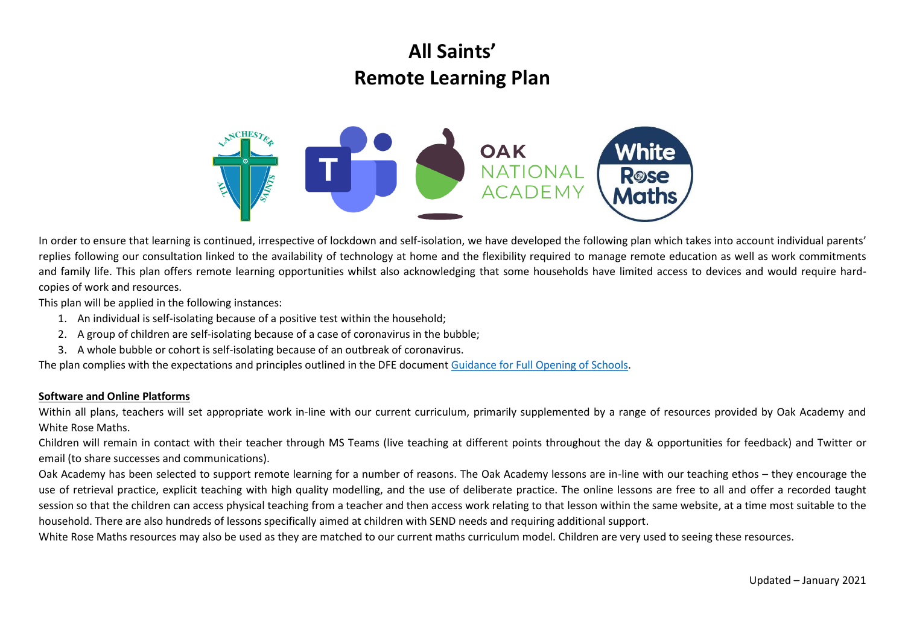# All Saints'
# Remote Learning Plan

In order to ensure that learning is continued, irrespective of lockdown and self-isolation, we have developed the following plan which takes into account individual parents' replies following our consultation linked to the availability of technology at home and the flexibility required to manage remote education as well as work commitments and family life. This plan offers remote learning opportunities whilst also acknowledging that some households have limited access to devices and would require hard-copies of work and resources.

This plan will be applied in the following instances:

1. An individual is self-isolating because of a positive test within the household;
2. A group of children are self-isolating because of a case of coronavirus in the bubble;
3. A whole bubble or cohort is self-isolating because of an outbreak of coronavirus.

The plan complies with the expectations and principles outlined in the DFE document Guidance for Full Opening of Schools.

**Software and Online Platforms**

Within all plans, teachers will set appropriate work in-line with our current curriculum, primarily supplemented by a range of resources provided by Oak Academy and White Rose Maths.

Children will remain in contact with their teacher through MS Teams (live teaching at different points throughout the day & opportunities for feedback) and Twitter or email (to share successes and communications).

Oak Academy has been selected to support remote learning for a number of reasons. The Oak Academy lessons are in-line with our teaching ethos – they encourage the use of retrieval practice, explicit teaching with high quality modelling, and the use of deliberate practice. The online lessons are free to all and offer a recorded taught session so that the children can access physical teaching from a teacher and then access work relating to that lesson within the same website, at a time most suitable to the household. There are also hundreds of lessons specifically aimed at children with SEND needs and requiring additional support.

White Rose Maths resources may also be used as they are matched to our current maths curriculum model. Children are very used to seeing these resources.

Updated – January 2021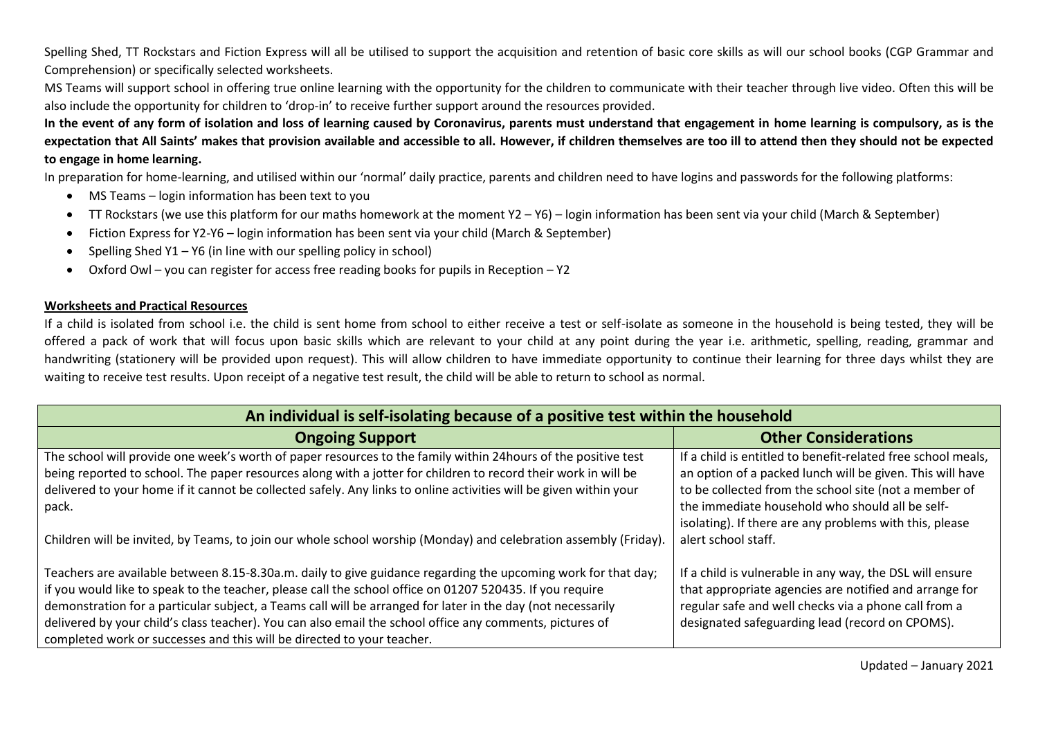Spelling Shed, TT Rockstars and Fiction Express will all be utilised to support the acquisition and retention of basic core skills as will our school books (CGP Grammar and Comprehension) or specifically selected worksheets.

MS Teams will support school in offering true online learning with the opportunity for the children to communicate with their teacher through live video. Often this will be also include the opportunity for children to 'drop-in' to receive further support around the resources provided.

**In the event of any form of isolation and loss of learning caused by Coronavirus, parents must understand that engagement in home learning is compulsory, as is the expectation that All Saints' makes that provision available and accessible to all. However, if children themselves are too ill to attend then they should not be expected to engage in home learning.**

In preparation for home-learning, and utilised within our 'normal' daily practice, parents and children need to have logins and passwords for the following platforms:

- MS Teams – login information has been text to you
- TT Rockstars (we use this platform for our maths homework at the moment Y2 – Y6) – login information has been sent via your child (March & September)
- Fiction Express for Y2-Y6 – login information has been sent via your child (March & September)
- Spelling Shed Y1 – Y6 (in line with our spelling policy in school)
- Oxford Owl – you can register for access free reading books for pupils in Reception – Y2

**Worksheets and Practical Resources**

If a child is isolated from school i.e. the child is sent home from school to either receive a test or self-isolate as someone in the household is being tested, they will be offered a pack of work that will focus upon basic skills which are relevant to your child at any point during the year i.e. arithmetic, spelling, reading, grammar and handwriting (stationery will be provided upon request). This will allow children to have immediate opportunity to continue their learning for three days whilst they are waiting to receive test results. Upon receipt of a negative test result, the child will be able to return to school as normal.

| An individual is self-isolating because of a positive test within the household | |
|---|---|
| **Ongoing Support** | **Other Considerations** |
| The school will provide one week's worth of paper resources to the family within 24hours of the positive test being reported to school. The paper resources along with a jotter for children to record their work in will be delivered to your home if it cannot be collected safely. Any links to online activities will be given within your pack.<br><br>Children will be invited, by Teams, to join our whole school worship (Monday) and celebration assembly (Friday). | If a child is entitled to benefit-related free school meals, an option of a packed lunch will be given. This will have to be collected from the school site (not a member of the immediate household who should all be self-isolating). If there are any problems with this, please alert school staff. |
| Teachers are available between 8.15-8.30a.m. daily to give guidance regarding the upcoming work for that day; if you would like to speak to the teacher, please call the school office on 01207 520435. If you require demonstration for a particular subject, a Teams call will be arranged for later in the day (not necessarily delivered by your child's class teacher). You can also email the school office any comments, pictures of completed work or successes and this will be directed to your teacher. | If a child is vulnerable in any way, the DSL will ensure that appropriate agencies are notified and arrange for regular safe and well checks via a phone call from a designated safeguarding lead (record on CPOMS). |

Updated – January 2021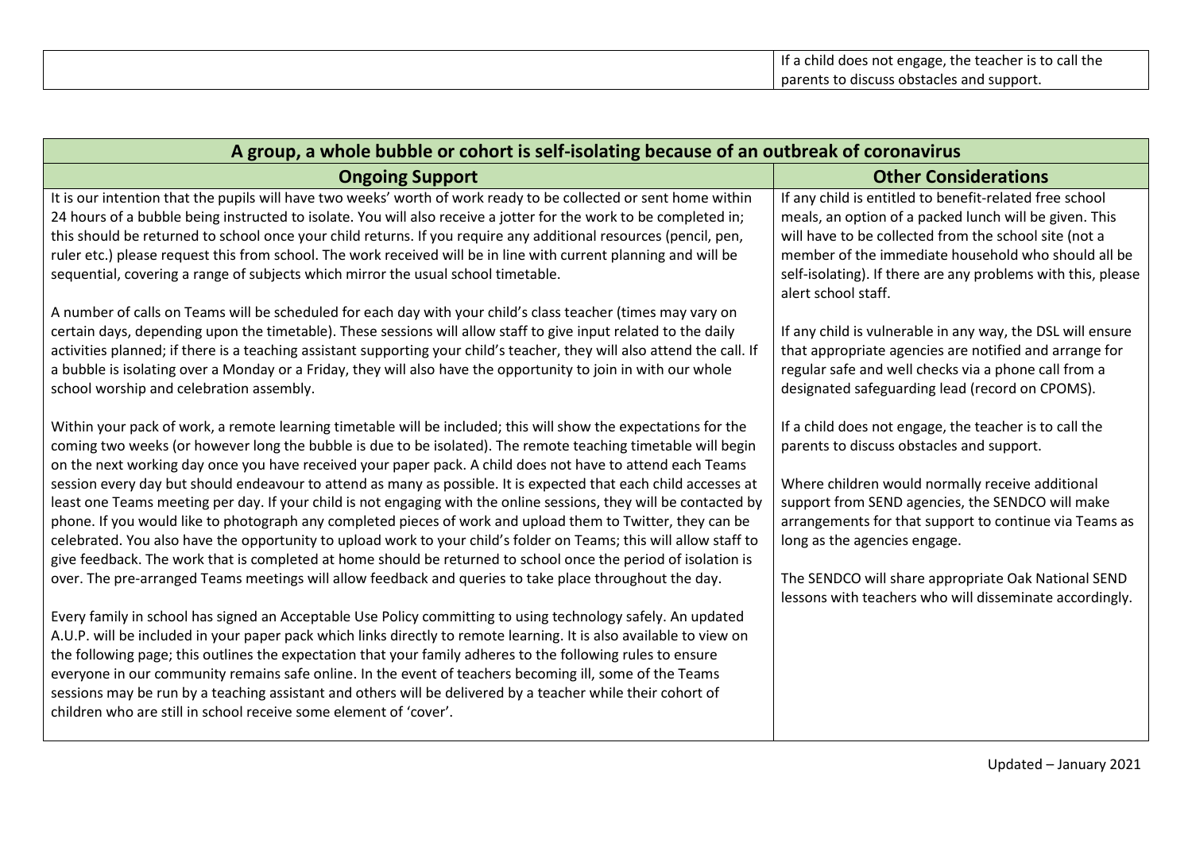| | |
|---|---|
| | If a child does not engage, the teacher is to call the parents to discuss obstacles and support. |

| A group, a whole bubble or cohort is self-isolating because of an outbreak of coronavirus | |
|---|---|
| **Ongoing Support** | **Other Considerations** |
| It is our intention that the pupils will have two weeks' worth of work ready to be collected or sent home within 24 hours of a bubble being instructed to isolate. You will also receive a jotter for the work to be completed in; this should be returned to school once your child returns. If you require any additional resources (pencil, pen, ruler etc.) please request this from school. The work received will be in line with current planning and will be sequential, covering a range of subjects which mirror the usual school timetable.<br><br>A number of calls on Teams will be scheduled for each day with your child's class teacher (times may vary on certain days, depending upon the timetable). These sessions will allow staff to give input related to the daily activities planned; if there is a teaching assistant supporting your child's teacher, they will also attend the call. If a bubble is isolating over a Monday or a Friday, they will also have the opportunity to join in with our whole school worship and celebration assembly.<br><br>Within your pack of work, a remote learning timetable will be included; this will show the expectations for the coming two weeks (or however long the bubble is due to be isolated). The remote teaching timetable will begin on the next working day once you have received your paper pack. A child does not have to attend each Teams session every day but should endeavour to attend as many as possible. It is expected that each child accesses at least one Teams meeting per day. If your child is not engaging with the online sessions, they will be contacted by phone. If you would like to photograph any completed pieces of work and upload them to Twitter, they can be celebrated. You also have the opportunity to upload work to your child's folder on Teams; this will allow staff to give feedback. The work that is completed at home should be returned to school once the period of isolation is over. The pre-arranged Teams meetings will allow feedback and queries to take place throughout the day.<br><br>Every family in school has signed an Acceptable Use Policy committing to using technology safely. An updated A.U.P. will be included in your paper pack which links directly to remote learning. It is also available to view on the following page; this outlines the expectation that your family adheres to the following rules to ensure everyone in our community remains safe online. In the event of teachers becoming ill, some of the Teams sessions may be run by a teaching assistant and others will be delivered by a teacher while their cohort of children who are still in school receive some element of 'cover'. | If any child is entitled to benefit-related free school meals, an option of a packed lunch will be given. This will have to be collected from the school site (not a member of the immediate household who should all be self-isolating). If there are any problems with this, please alert school staff.<br><br>If any child is vulnerable in any way, the DSL will ensure that appropriate agencies are notified and arrange for regular safe and well checks via a phone call from a designated safeguarding lead (record on CPOMS).<br><br>If a child does not engage, the teacher is to call the parents to discuss obstacles and support.<br><br>Where children would normally receive additional support from SEND agencies, the SENDCO will make arrangements for that support to continue via Teams as long as the agencies engage.<br><br>The SENDCO will share appropriate Oak National SEND lessons with teachers who will disseminate accordingly. |

Updated – January 2021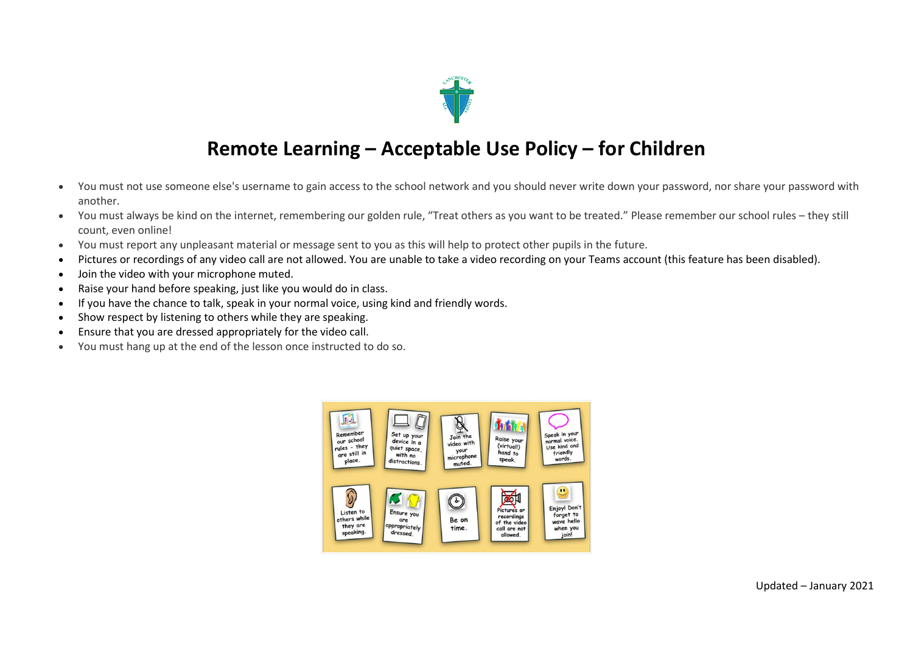# Remote Learning – Acceptable Use Policy – for Children

- You must not use someone else's username to gain access to the school network and you should never write down your password, nor share your password with another.
- You must always be kind on the internet, remembering our golden rule, "Treat others as you want to be treated." Please remember our school rules – they still count, even online!
- You must report any unpleasant material or message sent to you as this will help to protect other pupils in the future.
- Pictures or recordings of any video call are not allowed. You are unable to take a video recording on your Teams account (this feature has been disabled).
- Join the video with your microphone muted.
- Raise your hand before speaking, just like you would do in class.
- If you have the chance to talk, speak in your normal voice, using kind and friendly words.
- Show respect by listening to others while they are speaking.
- Ensure that you are dressed appropriately for the video call.
- You must hang up at the end of the lesson once instructed to do so.

Updated – January 2021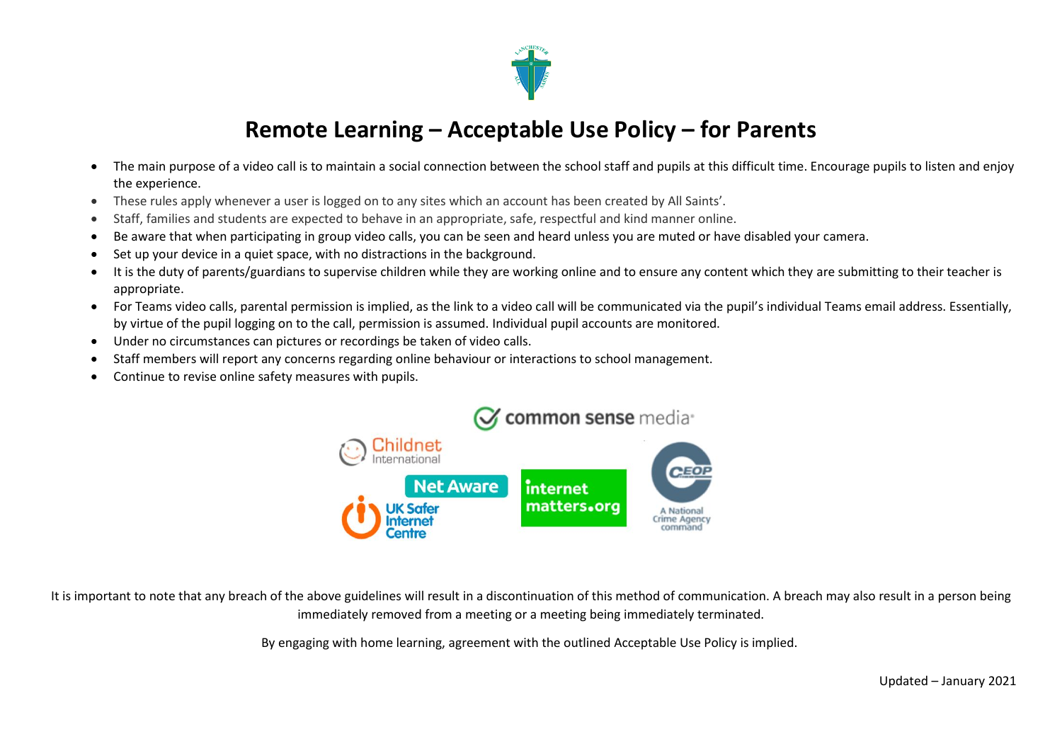# Remote Learning – Acceptable Use Policy – for Parents

- The main purpose of a video call is to maintain a social connection between the school staff and pupils at this difficult time. Encourage pupils to listen and enjoy the experience.
- These rules apply whenever a user is logged on to any sites which an account has been created by All Saints'.
- Staff, families and students are expected to behave in an appropriate, safe, respectful and kind manner online.
- Be aware that when participating in group video calls, you can be seen and heard unless you are muted or have disabled your camera.
- Set up your device in a quiet space, with no distractions in the background.
- It is the duty of parents/guardians to supervise children while they are working online and to ensure any content which they are submitting to their teacher is appropriate.
- For Teams video calls, parental permission is implied, as the link to a video call will be communicated via the pupil's individual Teams email address. Essentially, by virtue of the pupil logging on to the call, permission is assumed. Individual pupil accounts are monitored.
- Under no circumstances can pictures or recordings be taken of video calls.
- Staff members will report any concerns regarding online behaviour or interactions to school management.
- Continue to revise online safety measures with pupils.

It is important to note that any breach of the above guidelines will result in a discontinuation of this method of communication. A breach may also result in a person being immediately removed from a meeting or a meeting being immediately terminated.

By engaging with home learning, agreement with the outlined Acceptable Use Policy is implied.

Updated – January 2021